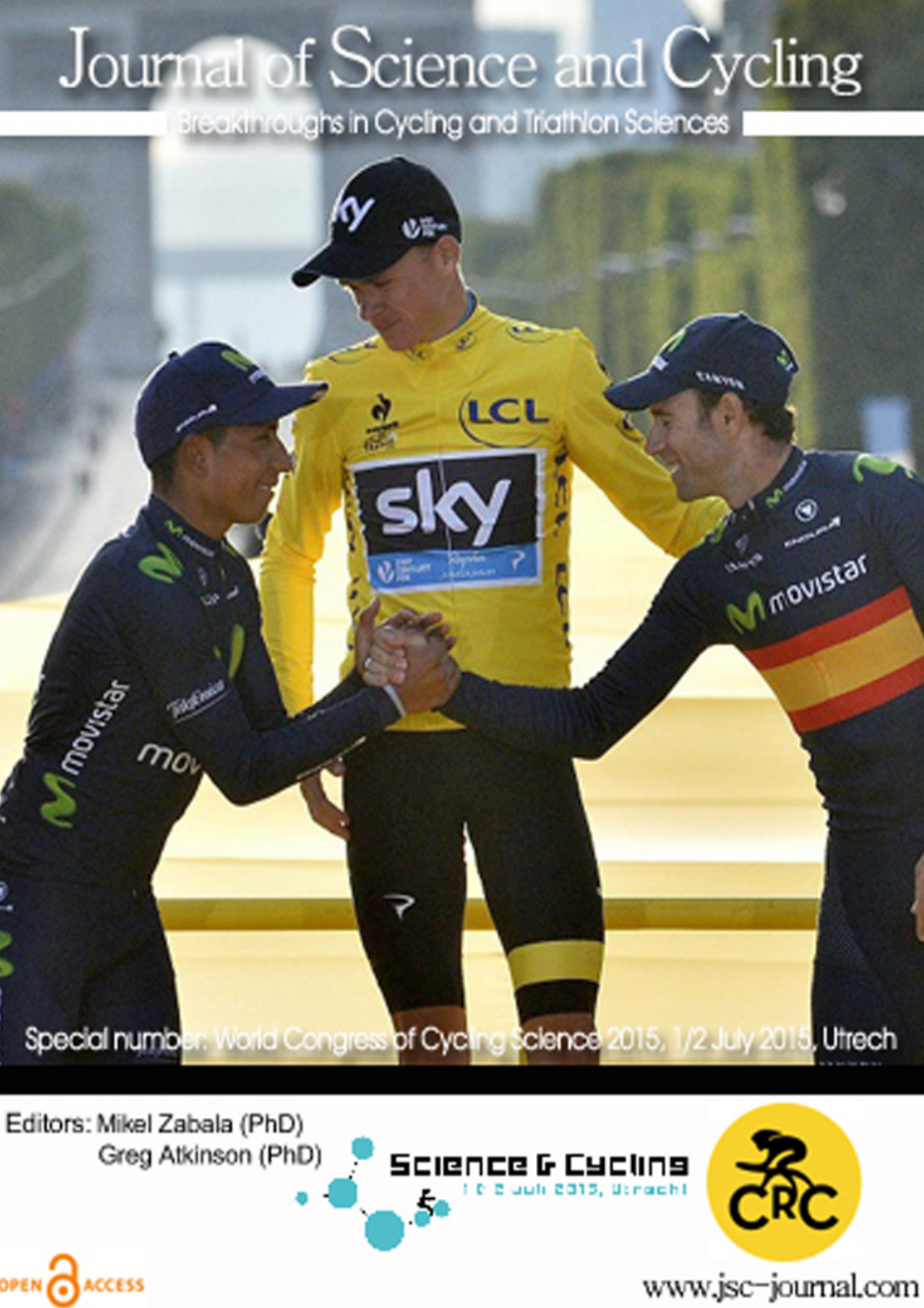# Journal of Science and Cycling

Breakthroughs in Cycling and Triathlon Sciences

Special number: World Congress of Cycling Science 2015, 1/2 July 2015, Utrech

Editors: Mikel Zabala (PhD)
Greg Atkinson (PhD)

Science & Cycling
1 & 2 juli 2015, Utrecht

CRC

OPEN ACCESS

www.jsc-journal.com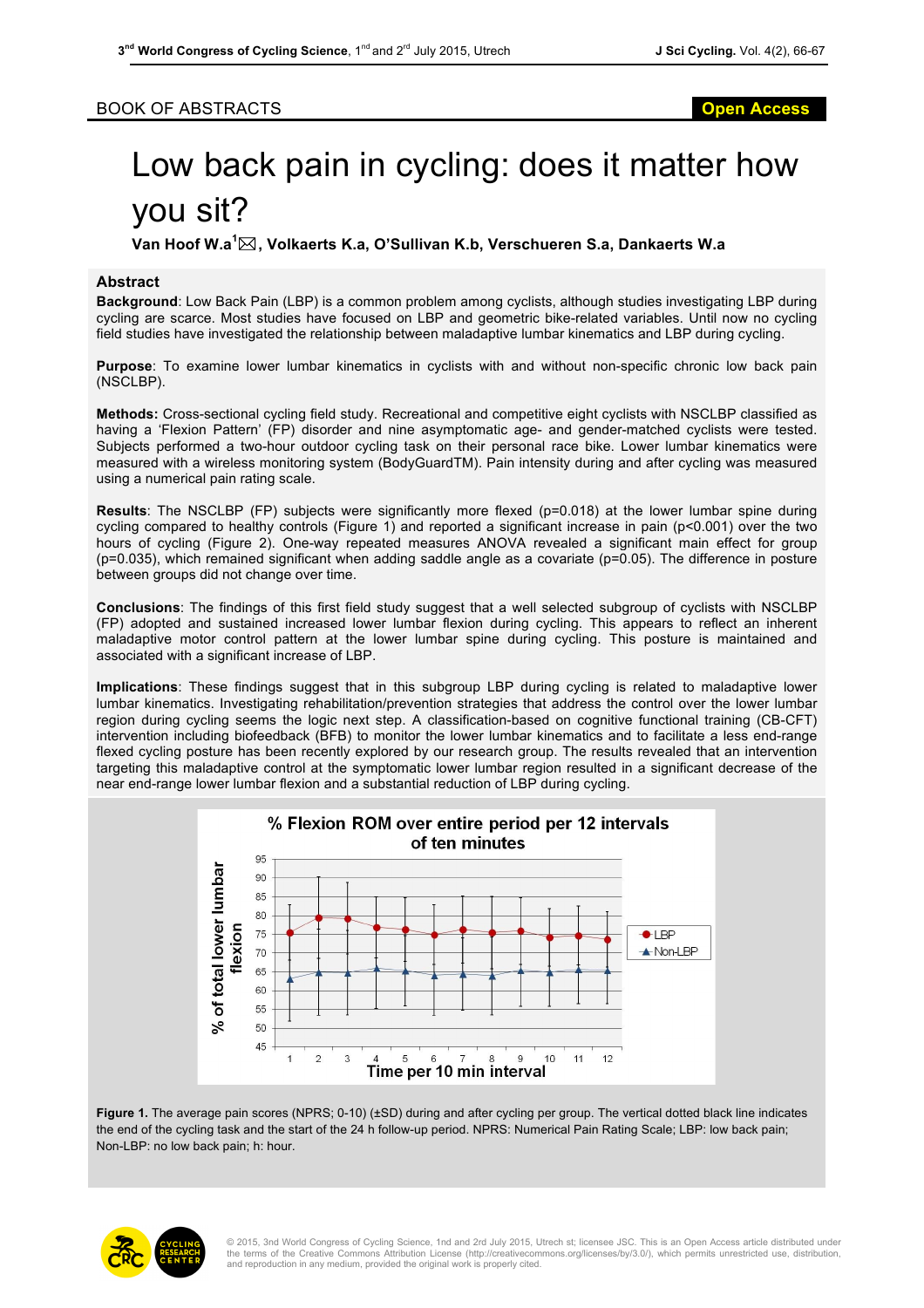BOOK OF ABSTRACTS

Open Access

# Low back pain in cycling: does it matter how you sit?

**Van Hoof W.a[1]✉, Volkaerts K.a, O'Sullivan K.b, Verschueren S.a, Dankaerts W.a**

## Abstract

**Background**: Low Back Pain (LBP) is a common problem among cyclists, although studies investigating LBP during cycling are scarce. Most studies have focused on LBP and geometric bike-related variables. Until now no cycling field studies have investigated the relationship between maladaptive lumbar kinematics and LBP during cycling.

**Purpose**: To examine lower lumbar kinematics in cyclists with and without non-specific chronic low back pain (NSCLBP).

**Methods:** Cross-sectional cycling field study. Recreational and competitive eight cyclists with NSCLBP classified as having a 'Flexion Pattern' (FP) disorder and nine asymptomatic age- and gender-matched cyclists were tested. Subjects performed a two-hour outdoor cycling task on their personal race bike. Lower lumbar kinematics were measured with a wireless monitoring system (BodyGuardTM). Pain intensity during and after cycling was measured using a numerical pain rating scale.

**Results**: The NSCLBP (FP) subjects were significantly more flexed ($p=0.018$) at the lower lumbar spine during cycling compared to healthy controls (Figure 1) and reported a significant increase in pain ($p<0.001$) over the two hours of cycling (Figure 2). One-way repeated measures ANOVA revealed a significant main effect for group ($p=0.035$), which remained significant when adding saddle angle as a covariate ($p=0.05$). The difference in posture between groups did not change over time.

**Conclusions**: The findings of this first field study suggest that a well selected subgroup of cyclists with NSCLBP (FP) adopted and sustained increased lower lumbar flexion during cycling. This appears to reflect an inherent maladaptive motor control pattern at the lower lumbar spine during cycling. This posture is maintained and associated with a significant increase of LBP.

**Implications**: These findings suggest that in this subgroup LBP during cycling is related to maladaptive lower lumbar kinematics. Investigating rehabilitation/prevention strategies that address the control over the lower lumbar region during cycling seems the logic next step. A classification-based on cognitive functional training (CB-CFT) intervention including biofeedback (BFB) to monitor the lower lumbar kinematics and to facilitate a less end-range flexed cycling posture has been recently explored by our research group. The results revealed that an intervention targeting this maladaptive control at the symptomatic lower lumbar region resulted in a significant decrease of the near end-range lower lumbar flexion and a substantial reduction of LBP during cycling.

**Figure 1.** The average pain scores (NPRS; 0-10) (±SD) during and after cycling per group. The vertical dotted black line indicates the end of the cycling task and the start of the 24 h follow-up period. NPRS: Numerical Pain Rating Scale; LBP: low back pain; Non-LBP: no low back pain; h: hour.

© 2015, 3nd World Congress of Cycling Science, 1nd and 2nd July 2015, Utrech st; licensee JSC. This is an Open Access article distributed under the terms of the Creative Commons Attribution License (http://creativecommons.org/licenses/by/3.0/), which permits unrestricted use, distribution, and reproduction in any medium, provided the original work is properly cited.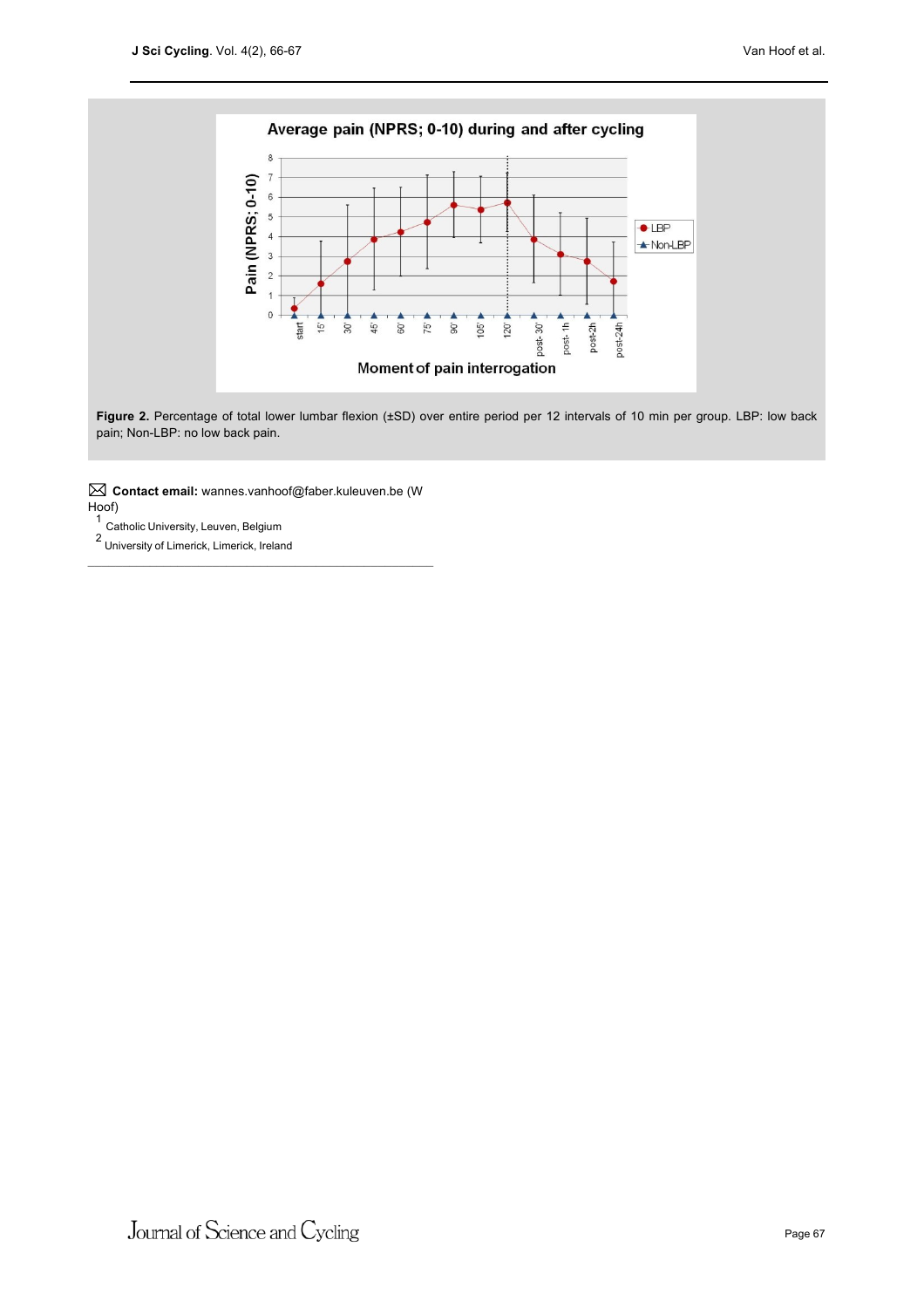Average pain (NPRS; 0-10) during and after cycling

Pain (NPRS; 0-10)

8
7
6
5
4
3
2
1
0

start
15'
30'
45'
60'
75'
90'
105'
120'
post- 30'
post- 1h
post-2h
post-24h

Moment of pain interrogation

LBP
Non-LBP

**Figure 2.** Percentage of total lower lumbar flexion (±SD) over entire period per 12 intervals of 10 min per group. LBP: low back pain; Non-LBP: no low back pain.

✉ **Contact email:** wannes.vanhoof@faber.kuleuven.be (W Hoof)

[1] Catholic University, Leuven, Belgium

[2] University of Limerick, Limerick, Ireland